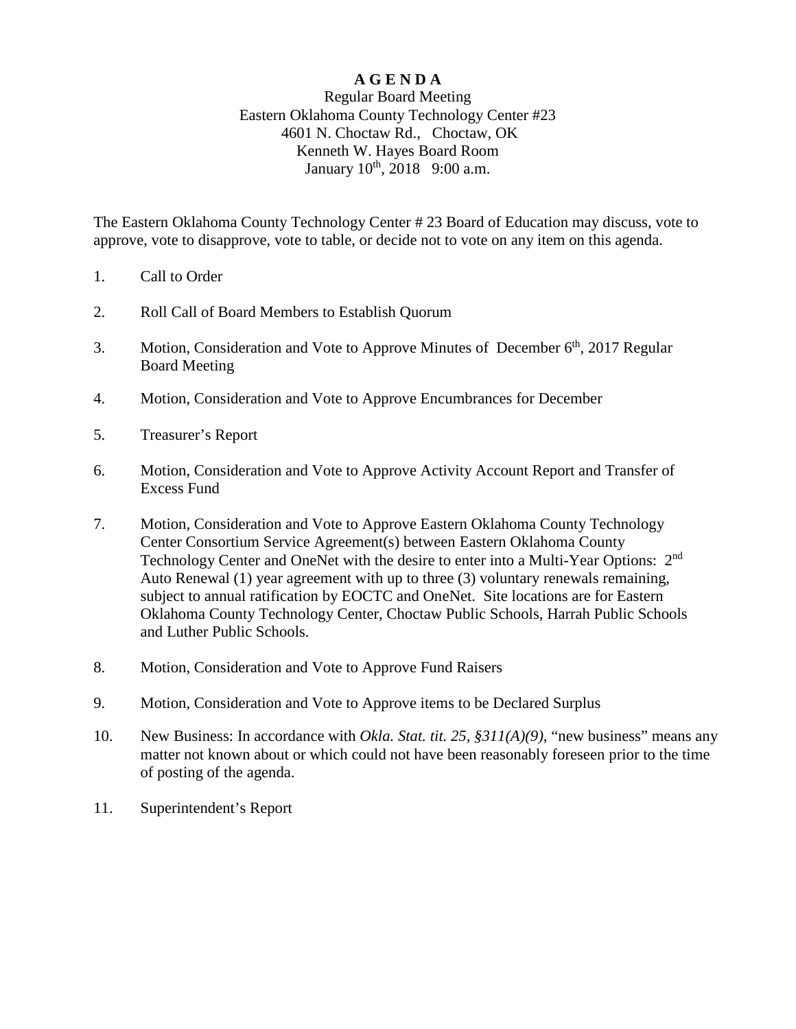# A G E N D A

Regular Board Meeting
Eastern Oklahoma County Technology Center #23
4601 N. Choctaw Rd., Choctaw, OK
Kenneth W. Hayes Board Room
January 10th, 2018 9:00 a.m.

The Eastern Oklahoma County Technology Center # 23 Board of Education may discuss, vote to approve, vote to disapprove, vote to table, or decide not to vote on any item on this agenda.

1. Call to Order

2. Roll Call of Board Members to Establish Quorum

3. Motion, Consideration and Vote to Approve Minutes of December 6th, 2017 Regular Board Meeting

4. Motion, Consideration and Vote to Approve Encumbrances for December

5. Treasurer's Report

6. Motion, Consideration and Vote to Approve Activity Account Report and Transfer of Excess Fund

7. Motion, Consideration and Vote to Approve Eastern Oklahoma County Technology Center Consortium Service Agreement(s) between Eastern Oklahoma County Technology Center and OneNet with the desire to enter into a Multi-Year Options: 2nd Auto Renewal (1) year agreement with up to three (3) voluntary renewals remaining, subject to annual ratification by EOCTC and OneNet. Site locations are for Eastern Oklahoma County Technology Center, Choctaw Public Schools, Harrah Public Schools and Luther Public Schools.

8. Motion, Consideration and Vote to Approve Fund Raisers

9. Motion, Consideration and Vote to Approve items to be Declared Surplus

10. New Business: In accordance with *Okla. Stat. tit. 25, §311(A)(9)*, "new business" means any matter not known about or which could not have been reasonably foreseen prior to the time of posting of the agenda.

11. Superintendent's Report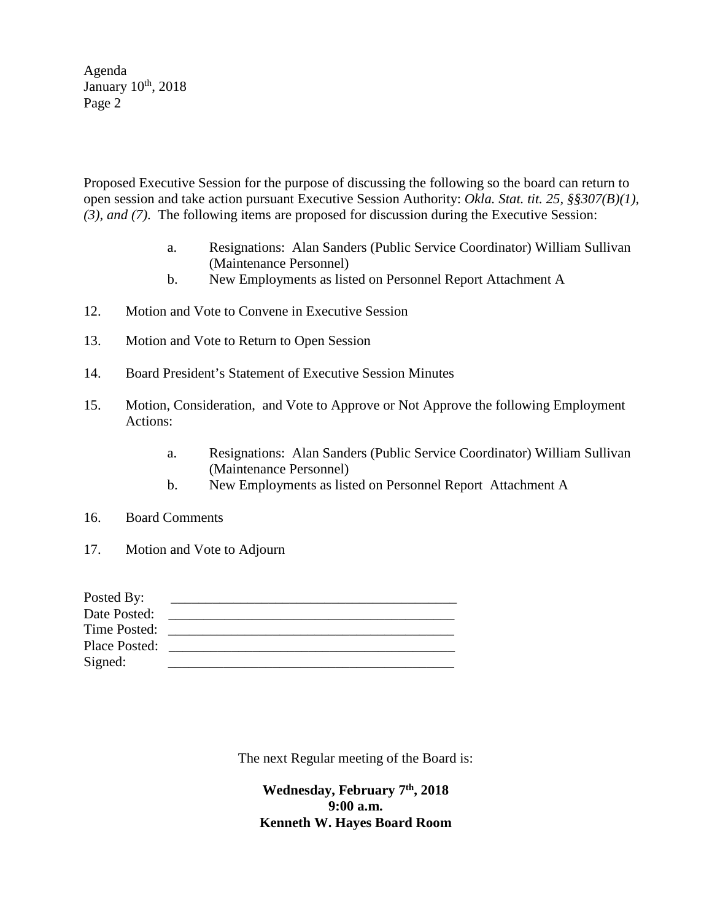Proposed Executive Session for the purpose of discussing the following so the board can return to open session and take action pursuant Executive Session Authority: *Okla. Stat. tit. 25, §§307(B)(1), (3), and (7).* The following items are proposed for discussion during the Executive Session:

a. Resignations: Alan Sanders (Public Service Coordinator) William Sullivan (Maintenance Personnel)
b. New Employments as listed on Personnel Report Attachment A

12. Motion and Vote to Convene in Executive Session

13. Motion and Vote to Return to Open Session

14. Board President's Statement of Executive Session Minutes

15. Motion, Consideration, and Vote to Approve or Not Approve the following Employment Actions:

    a. Resignations: Alan Sanders (Public Service Coordinator) William Sullivan (Maintenance Personnel)
    b. New Employments as listed on Personnel Report Attachment A

16. Board Comments

17. Motion and Vote to Adjourn

Posted By: ________________________________________
Date Posted: ________________________________________
Time Posted: ________________________________________
Place Posted: ________________________________________
Signed: ________________________________________

The next Regular meeting of the Board is:

**Wednesday, February 7th, 2018**
**9:00 a.m.**
**Kenneth W. Hayes Board Room**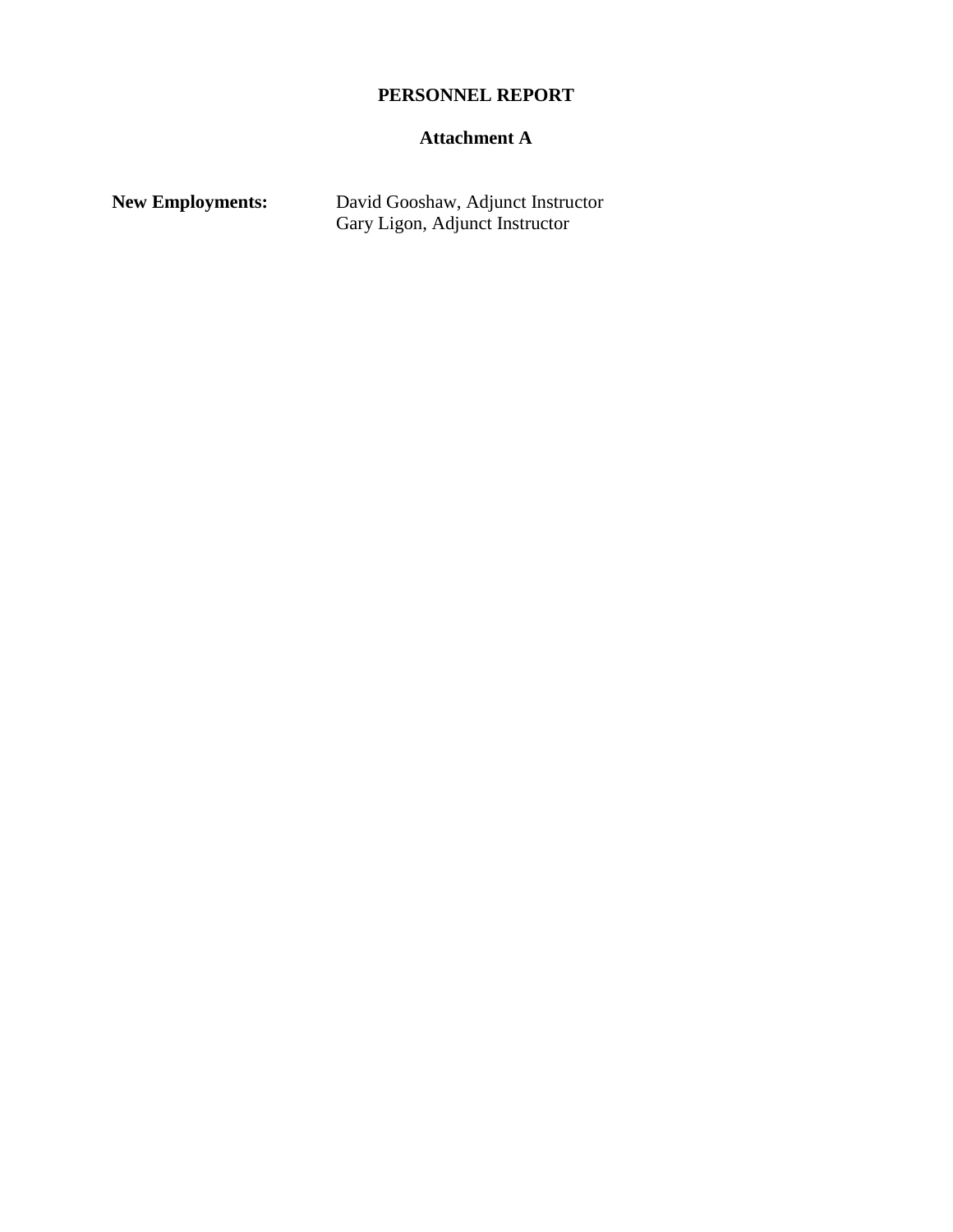# PERSONNEL REPORT

## Attachment A

**New Employments:** David Gooshaw, Adjunct Instructor
Gary Ligon, Adjunct Instructor